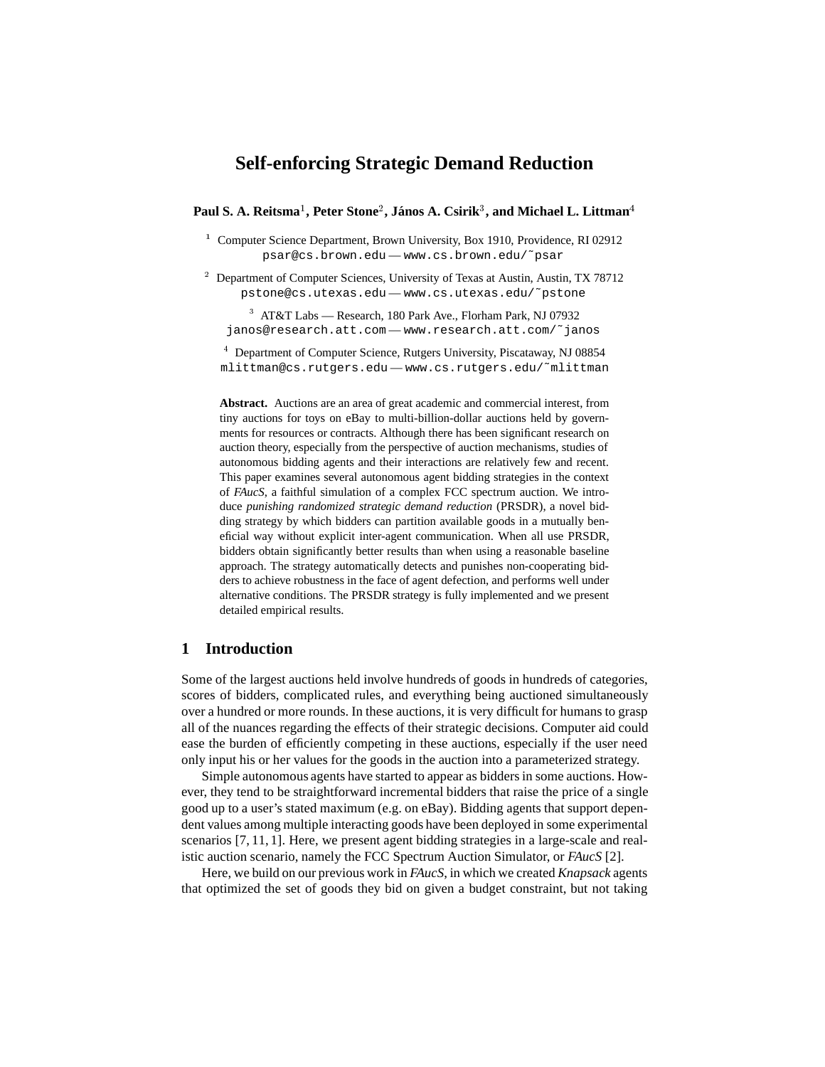# Self-enforcing Strategic Demand Reduction

**Paul S. A. Reitsma[1], Peter Stone[2], János A. Csirik[3], and Michael L. Littman[4]**

[1] Computer Science Department, Brown University, Box 1910, Providence, RI 02912
psar@cs.brown.edu — www.cs.brown.edu/˜psar

[2] Department of Computer Sciences, University of Texas at Austin, Austin, TX 78712
pstone@cs.utexas.edu — www.cs.utexas.edu/˜pstone

[3] AT&T Labs — Research, 180 Park Ave., Florham Park, NJ 07932
janos@research.att.com — www.research.att.com/˜janos

[4] Department of Computer Science, Rutgers University, Piscataway, NJ 08854
mlittman@cs.rutgers.edu — www.cs.rutgers.edu/˜mlittman

**Abstract.** Auctions are an area of great academic and commercial interest, from tiny auctions for toys on eBay to multi-billion-dollar auctions held by governments for resources or contracts. Although there has been significant research on auction theory, especially from the perspective of auction mechanisms, studies of autonomous bidding agents and their interactions are relatively few and recent. This paper examines several autonomous agent bidding strategies in the context of *FAucS*, a faithful simulation of a complex FCC spectrum auction. We introduce *punishing randomized strategic demand reduction* (PRSDR), a novel bidding strategy by which bidders can partition available goods in a mutually beneficial way without explicit inter-agent communication. When all use PRSDR, bidders obtain significantly better results than when using a reasonable baseline approach. The strategy automatically detects and punishes non-cooperating bidders to achieve robustness in the face of agent defection, and performs well under alternative conditions. The PRSDR strategy is fully implemented and we present detailed empirical results.

## 1 Introduction

Some of the largest auctions held involve hundreds of goods in hundreds of categories, scores of bidders, complicated rules, and everything being auctioned simultaneously over a hundred or more rounds. In these auctions, it is very difficult for humans to grasp all of the nuances regarding the effects of their strategic decisions. Computer aid could ease the burden of efficiently competing in these auctions, especially if the user need only input his or her values for the goods in the auction into a parameterized strategy.

Simple autonomous agents have started to appear as bidders in some auctions. However, they tend to be straightforward incremental bidders that raise the price of a single good up to a user's stated maximum (e.g. on eBay). Bidding agents that support dependent values among multiple interacting goods have been deployed in some experimental scenarios [7, 11, 1]. Here, we present agent bidding strategies in a large-scale and realistic auction scenario, namely the FCC Spectrum Auction Simulator, or *FAucS* [2].

Here, we build on our previous work in *FAucS*, in which we created *Knapsack* agents that optimized the set of goods they bid on given a budget constraint, but not taking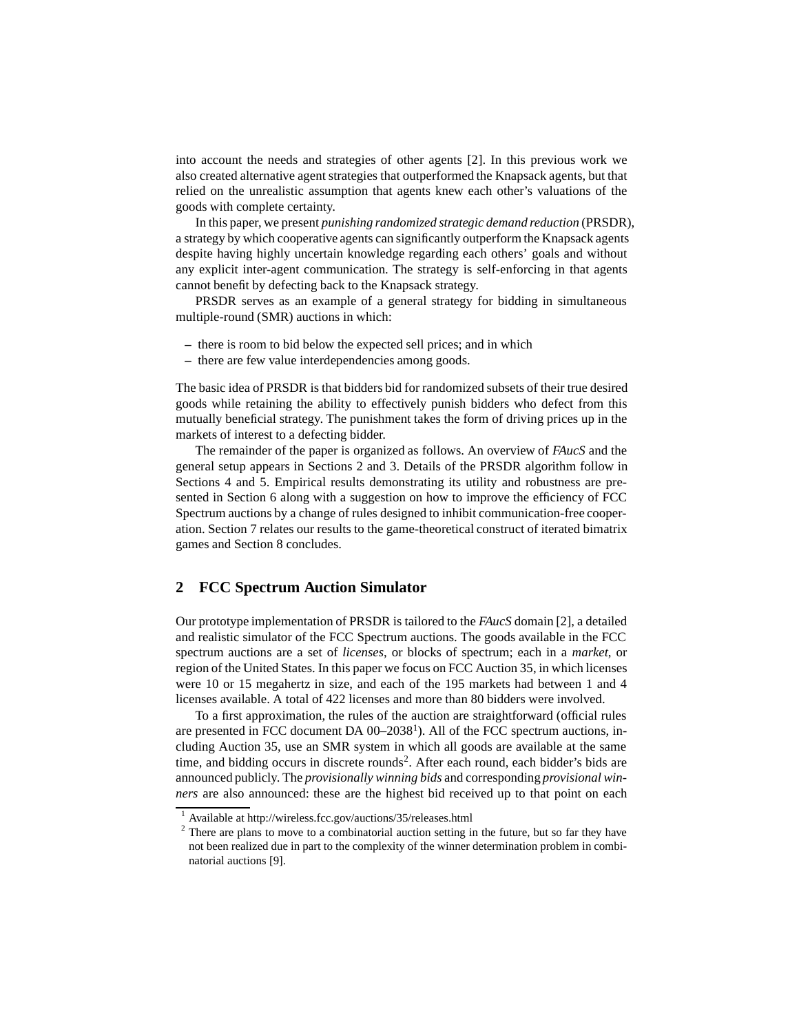into account the needs and strategies of other agents [2]. In this previous work we also created alternative agent strategies that outperformed the Knapsack agents, but that relied on the unrealistic assumption that agents knew each other's valuations of the goods with complete certainty.

In this paper, we present *punishing randomized strategic demand reduction* (PRSDR), a strategy by which cooperative agents can significantly outperform the Knapsack agents despite having highly uncertain knowledge regarding each others' goals and without any explicit inter-agent communication. The strategy is self-enforcing in that agents cannot benefit by defecting back to the Knapsack strategy.

PRSDR serves as an example of a general strategy for bidding in simultaneous multiple-round (SMR) auctions in which:

- there is room to bid below the expected sell prices; and in which
- there are few value interdependencies among goods.

The basic idea of PRSDR is that bidders bid for randomized subsets of their true desired goods while retaining the ability to effectively punish bidders who defect from this mutually beneficial strategy. The punishment takes the form of driving prices up in the markets of interest to a defecting bidder.

The remainder of the paper is organized as follows. An overview of *FAucS* and the general setup appears in Sections 2 and 3. Details of the PRSDR algorithm follow in Sections 4 and 5. Empirical results demonstrating its utility and robustness are presented in Section 6 along with a suggestion on how to improve the efficiency of FCC Spectrum auctions by a change of rules designed to inhibit communication-free cooperation. Section 7 relates our results to the game-theoretical construct of iterated bimatrix games and Section 8 concludes.

## 2 FCC Spectrum Auction Simulator

Our prototype implementation of PRSDR is tailored to the *FAucS* domain [2], a detailed and realistic simulator of the FCC Spectrum auctions. The goods available in the FCC spectrum auctions are a set of *licenses*, or blocks of spectrum; each in a *market*, or region of the United States. In this paper we focus on FCC Auction 35, in which licenses were 10 or 15 megahertz in size, and each of the 195 markets had between 1 and 4 licenses available. A total of 422 licenses and more than 80 bidders were involved.

To a first approximation, the rules of the auction are straightforward (official rules are presented in FCC document DA 00–2038[1]). All of the FCC spectrum auctions, including Auction 35, use an SMR system in which all goods are available at the same time, and bidding occurs in discrete rounds[2]. After each round, each bidder's bids are announced publicly. The *provisionally winning bids* and corresponding *provisional winners* are also announced: these are the highest bid received up to that point on each

[1] Available at http://wireless.fcc.gov/auctions/35/releases.html

[2] There are plans to move to a combinatorial auction setting in the future, but so far they have not been realized due in part to the complexity of the winner determination problem in combinatorial auctions [9].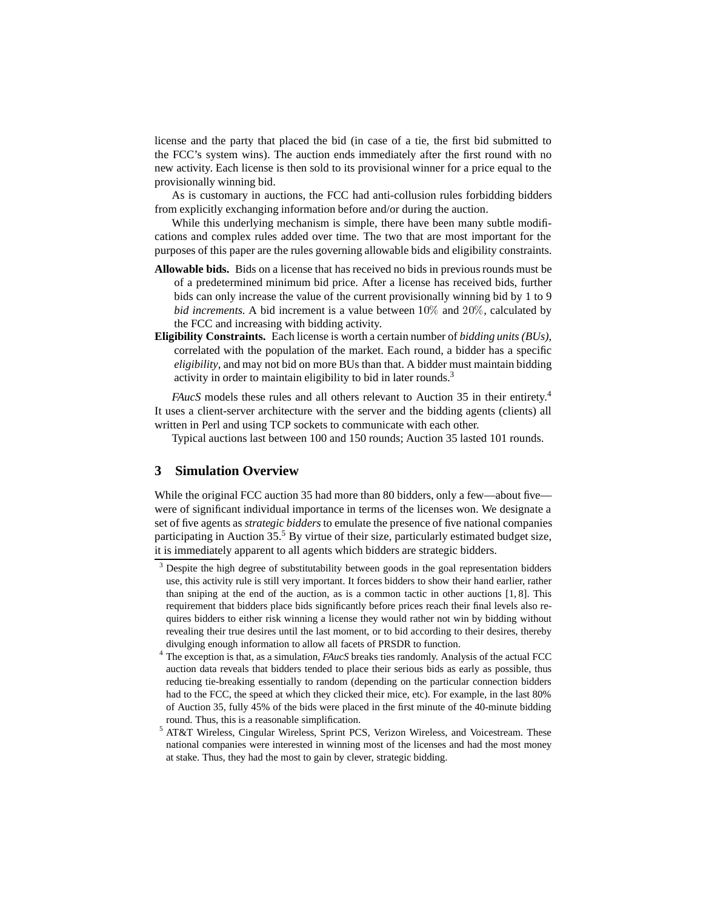license and the party that placed the bid (in case of a tie, the first bid submitted to the FCC's system wins). The auction ends immediately after the first round with no new activity. Each license is then sold to its provisional winner for a price equal to the provisionally winning bid.

As is customary in auctions, the FCC had anti-collusion rules forbidding bidders from explicitly exchanging information before and/or during the auction.

While this underlying mechanism is simple, there have been many subtle modifications and complex rules added over time. The two that are most important for the purposes of this paper are the rules governing allowable bids and eligibility constraints.

**Allowable bids.** Bids on a license that has received no bids in previous rounds must be of a predetermined minimum bid price. After a license has received bids, further bids can only increase the value of the current provisionally winning bid by 1 to 9 *bid increments*. A bid increment is a value between $10\%$ and $20\%$, calculated by the FCC and increasing with bidding activity.

**Eligibility Constraints.** Each license is worth a certain number of *bidding units (BUs)*, correlated with the population of the market. Each round, a bidder has a specific *eligibility*, and may not bid on more BUs than that. A bidder must maintain bidding activity in order to maintain eligibility to bid in later rounds.[3]

*FAucS* models these rules and all others relevant to Auction 35 in their entirety.[4] It uses a client-server architecture with the server and the bidding agents (clients) all written in Perl and using TCP sockets to communicate with each other.

Typical auctions last between 100 and 150 rounds; Auction 35 lasted 101 rounds.

## 3 Simulation Overview

While the original FCC auction 35 had more than 80 bidders, only a few—about five—were of significant individual importance in terms of the licenses won. We designate a set of five agents as *strategic bidders* to emulate the presence of five national companies participating in Auction 35.[5] By virtue of their size, particularly estimated budget size, it is immediately apparent to all agents which bidders are strategic bidders.

[3] Despite the high degree of substitutability between goods in the goal representation bidders use, this activity rule is still very important. It forces bidders to show their hand earlier, rather than sniping at the end of the auction, as is a common tactic in other auctions [1, 8]. This requirement that bidders place bids significantly before prices reach their final levels also requires bidders to either risk winning a license they would rather not win by bidding without revealing their true desires until the last moment, or to bid according to their desires, thereby divulging enough information to allow all facets of PRSDR to function.

[4] The exception is that, as a simulation, *FAucS* breaks ties randomly. Analysis of the actual FCC auction data reveals that bidders tended to place their serious bids as early as possible, thus reducing tie-breaking essentially to random (depending on the particular connection bidders had to the FCC, the speed at which they clicked their mice, etc). For example, in the last 80% of Auction 35, fully 45% of the bids were placed in the first minute of the 40-minute bidding round. Thus, this is a reasonable simplification.

[5] AT&T Wireless, Cingular Wireless, Sprint PCS, Verizon Wireless, and Voicestream. These national companies were interested in winning most of the licenses and had the most money at stake. Thus, they had the most to gain by clever, strategic bidding.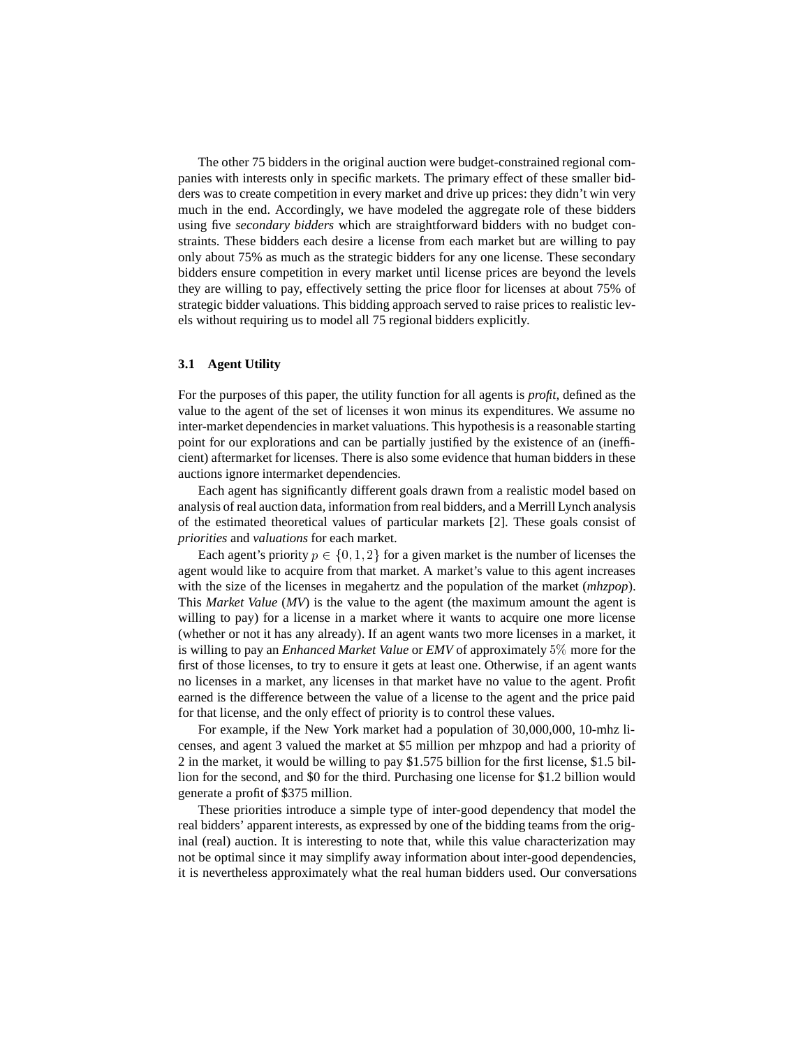The other 75 bidders in the original auction were budget-constrained regional companies with interests only in specific markets. The primary effect of these smaller bidders was to create competition in every market and drive up prices: they didn't win very much in the end. Accordingly, we have modeled the aggregate role of these bidders using five *secondary bidders* which are straightforward bidders with no budget constraints. These bidders each desire a license from each market but are willing to pay only about 75% as much as the strategic bidders for any one license. These secondary bidders ensure competition in every market until license prices are beyond the levels they are willing to pay, effectively setting the price floor for licenses at about 75% of strategic bidder valuations. This bidding approach served to raise prices to realistic levels without requiring us to model all 75 regional bidders explicitly.

### 3.1 Agent Utility

For the purposes of this paper, the utility function for all agents is *profit*, defined as the value to the agent of the set of licenses it won minus its expenditures. We assume no inter-market dependencies in market valuations. This hypothesis is a reasonable starting point for our explorations and can be partially justified by the existence of an (inefficient) aftermarket for licenses. There is also some evidence that human bidders in these auctions ignore intermarket dependencies.

Each agent has significantly different goals drawn from a realistic model based on analysis of real auction data, information from real bidders, and a Merrill Lynch analysis of the estimated theoretical values of particular markets [2]. These goals consist of *priorities* and *valuations* for each market.

Each agent's priority $p \in \{0, 1, 2\}$ for a given market is the number of licenses the agent would like to acquire from that market. A market's value to this agent increases with the size of the licenses in megahertz and the population of the market (*mhzpop*). This *Market Value* (*MV*) is the value to the agent (the maximum amount the agent is willing to pay) for a license in a market where it wants to acquire one more license (whether or not it has any already). If an agent wants two more licenses in a market, it is willing to pay an *Enhanced Market Value* or *EMV* of approximately $5\%$ more for the first of those licenses, to try to ensure it gets at least one. Otherwise, if an agent wants no licenses in a market, any licenses in that market have no value to the agent. Profit earned is the difference between the value of a license to the agent and the price paid for that license, and the only effect of priority is to control these values.

For example, if the New York market had a population of 30,000,000, 10-mhz licenses, and agent 3 valued the market at \$5 million per mhzpop and had a priority of 2 in the market, it would be willing to pay \$1.575 billion for the first license, \$1.5 billion for the second, and \$0 for the third. Purchasing one license for \$1.2 billion would generate a profit of \$375 million.

These priorities introduce a simple type of inter-good dependency that model the real bidders' apparent interests, as expressed by one of the bidding teams from the original (real) auction. It is interesting to note that, while this value characterization may not be optimal since it may simplify away information about inter-good dependencies, it is nevertheless approximately what the real human bidders used. Our conversations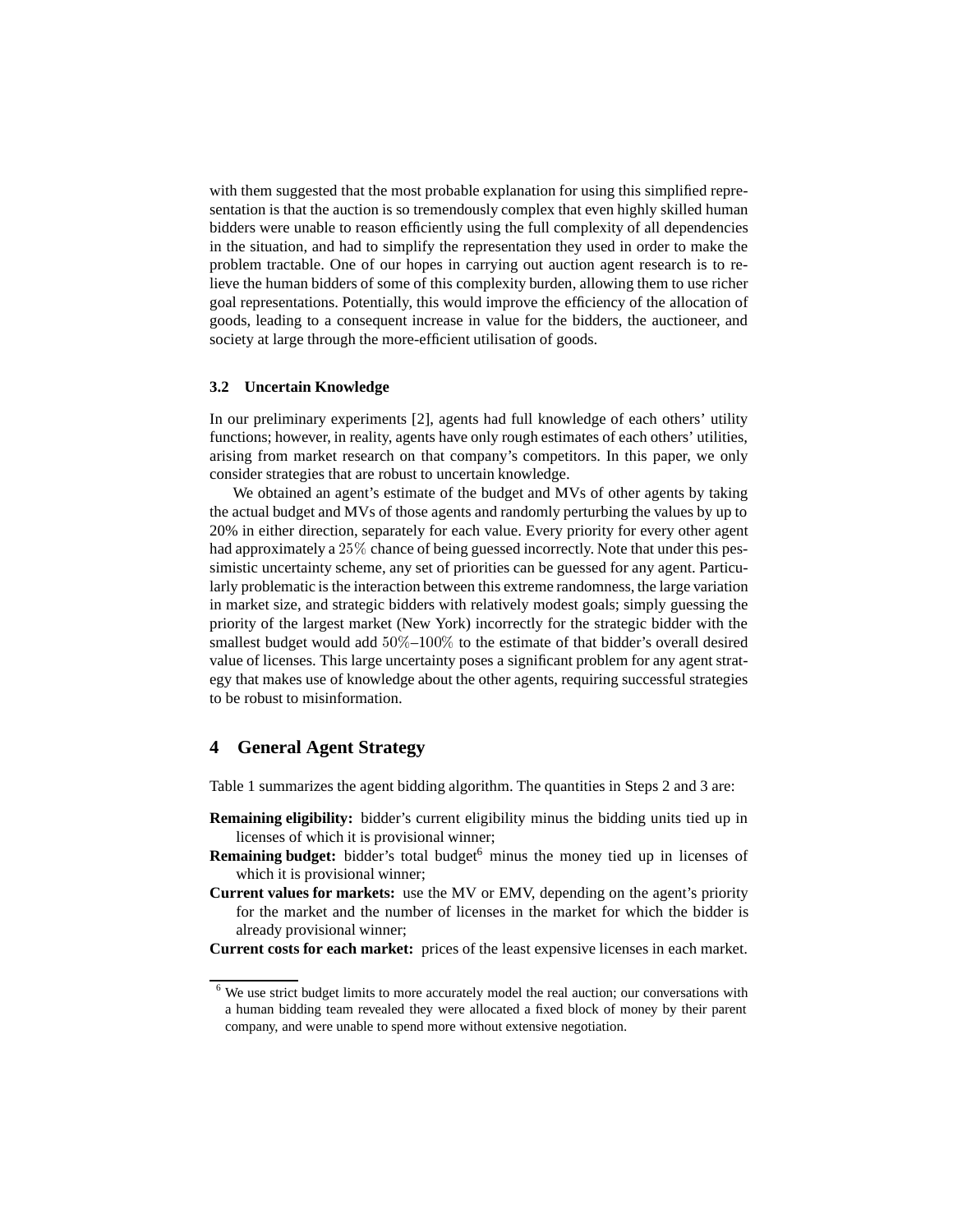with them suggested that the most probable explanation for using this simplified representation is that the auction is so tremendously complex that even highly skilled human bidders were unable to reason efficiently using the full complexity of all dependencies in the situation, and had to simplify the representation they used in order to make the problem tractable. One of our hopes in carrying out auction agent research is to relieve the human bidders of some of this complexity burden, allowing them to use richer goal representations. Potentially, this would improve the efficiency of the allocation of goods, leading to a consequent increase in value for the bidders, the auctioneer, and society at large through the more-efficient utilisation of goods.

### 3.2 Uncertain Knowledge

In our preliminary experiments [2], agents had full knowledge of each others' utility functions; however, in reality, agents have only rough estimates of each others' utilities, arising from market research on that company's competitors. In this paper, we only consider strategies that are robust to uncertain knowledge.

We obtained an agent's estimate of the budget and MVs of other agents by taking the actual budget and MVs of those agents and randomly perturbing the values by up to 20% in either direction, separately for each value. Every priority for every other agent had approximately a $25\%$ chance of being guessed incorrectly. Note that under this pessimistic uncertainty scheme, any set of priorities can be guessed for any agent. Particularly problematic is the interaction between this extreme randomness, the large variation in market size, and strategic bidders with relatively modest goals; simply guessing the priority of the largest market (New York) incorrectly for the strategic bidder with the smallest budget would add $50\%$–$100\%$ to the estimate of that bidder's overall desired value of licenses. This large uncertainty poses a significant problem for any agent strategy that makes use of knowledge about the other agents, requiring successful strategies to be robust to misinformation.

## 4 General Agent Strategy

Table 1 summarizes the agent bidding algorithm. The quantities in Steps 2 and 3 are:

**Remaining eligibility:** bidder's current eligibility minus the bidding units tied up in licenses of which it is provisional winner;

**Remaining budget:** bidder's total budget[6] minus the money tied up in licenses of which it is provisional winner;

**Current values for markets:** use the MV or EMV, depending on the agent's priority for the market and the number of licenses in the market for which the bidder is already provisional winner;

**Current costs for each market:** prices of the least expensive licenses in each market.

[6] We use strict budget limits to more accurately model the real auction; our conversations with a human bidding team revealed they were allocated a fixed block of money by their parent company, and were unable to spend more without extensive negotiation.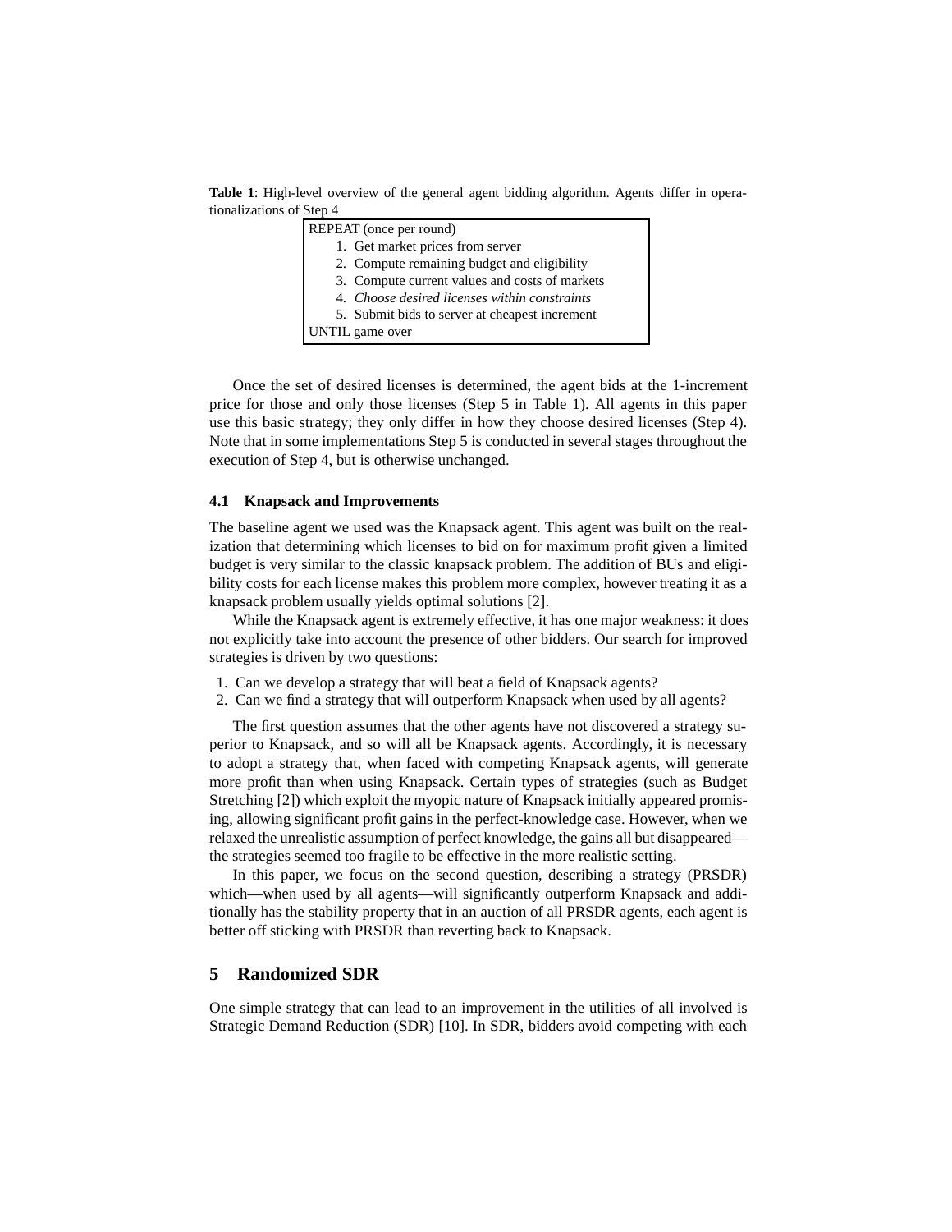**Table 1**: High-level overview of the general agent bidding algorithm. Agents differ in operationalizations of Step 4

```
REPEAT (once per round)
    1. Get market prices from server
    2. Compute remaining budget and eligibility
    3. Compute current values and costs of markets
    4. Choose desired licenses within constraints
    5. Submit bids to server at cheapest increment
UNTIL game over
```

Once the set of desired licenses is determined, the agent bids at the 1-increment price for those and only those licenses (Step 5 in Table 1). All agents in this paper use this basic strategy; they only differ in how they choose desired licenses (Step 4). Note that in some implementations Step 5 is conducted in several stages throughout the execution of Step 4, but is otherwise unchanged.

### 4.1 Knapsack and Improvements

The baseline agent we used was the Knapsack agent. This agent was built on the realization that determining which licenses to bid on for maximum profit given a limited budget is very similar to the classic knapsack problem. The addition of BUs and eligibility costs for each license makes this problem more complex, however treating it as a knapsack problem usually yields optimal solutions [2].

While the Knapsack agent is extremely effective, it has one major weakness: it does not explicitly take into account the presence of other bidders. Our search for improved strategies is driven by two questions:

1. Can we develop a strategy that will beat a field of Knapsack agents?
2. Can we find a strategy that will outperform Knapsack when used by all agents?

The first question assumes that the other agents have not discovered a strategy superior to Knapsack, and so will all be Knapsack agents. Accordingly, it is necessary to adopt a strategy that, when faced with competing Knapsack agents, will generate more profit than when using Knapsack. Certain types of strategies (such as Budget Stretching [2]) which exploit the myopic nature of Knapsack initially appeared promising, allowing significant profit gains in the perfect-knowledge case. However, when we relaxed the unrealistic assumption of perfect knowledge, the gains all but disappeared—the strategies seemed too fragile to be effective in the more realistic setting.

In this paper, we focus on the second question, describing a strategy (PRSDR) which—when used by all agents—will significantly outperform Knapsack and additionally has the stability property that in an auction of all PRSDR agents, each agent is better off sticking with PRSDR than reverting back to Knapsack.

## 5 Randomized SDR

One simple strategy that can lead to an improvement in the utilities of all involved is Strategic Demand Reduction (SDR) [10]. In SDR, bidders avoid competing with each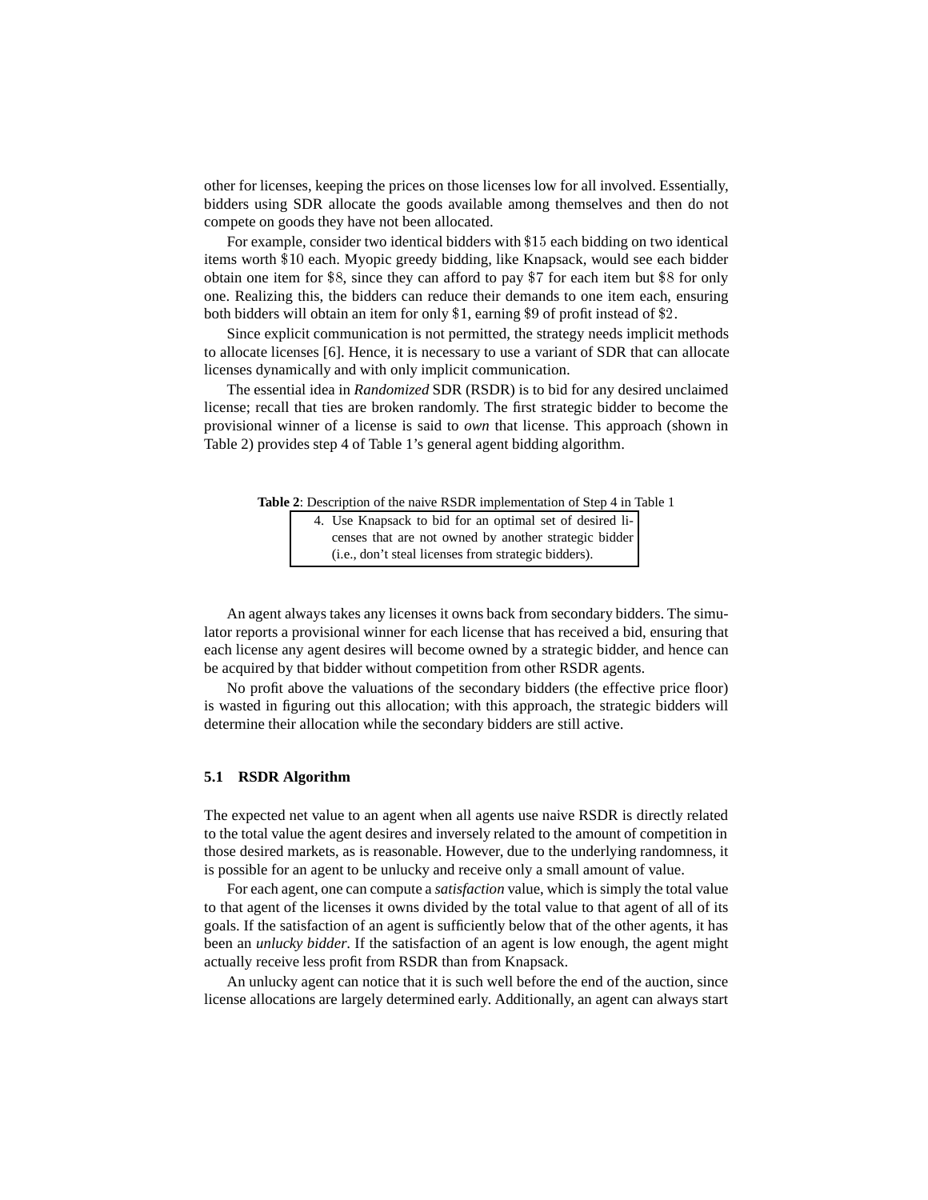other for licenses, keeping the prices on those licenses low for all involved. Essentially, bidders using SDR allocate the goods available among themselves and then do not compete on goods they have not been allocated.

For example, consider two identical bidders with $15 each bidding on two identical items worth $10 each. Myopic greedy bidding, like Knapsack, would see each bidder obtain one item for $8, since they can afford to pay $7 for each item but $8 for only one. Realizing this, the bidders can reduce their demands to one item each, ensuring both bidders will obtain an item for only $1, earning $9 of profit instead of $2.

Since explicit communication is not permitted, the strategy needs implicit methods to allocate licenses [6]. Hence, it is necessary to use a variant of SDR that can allocate licenses dynamically and with only implicit communication.

The essential idea in *Randomized* SDR (RSDR) is to bid for any desired unclaimed license; recall that ties are broken randomly. The first strategic bidder to become the provisional winner of a license is said to *own* that license. This approach (shown in Table 2) provides step 4 of Table 1's general agent bidding algorithm.

**Table 2**: Description of the naive RSDR implementation of Step 4 in Table 1

| |
|---|
| 4. Use Knapsack to bid for an optimal set of desired licenses that are not owned by another strategic bidder (i.e., don't steal licenses from strategic bidders). |

An agent always takes any licenses it owns back from secondary bidders. The simulator reports a provisional winner for each license that has received a bid, ensuring that each license any agent desires will become owned by a strategic bidder, and hence can be acquired by that bidder without competition from other RSDR agents.

No profit above the valuations of the secondary bidders (the effective price floor) is wasted in figuring out this allocation; with this approach, the strategic bidders will determine their allocation while the secondary bidders are still active.

### 5.1 RSDR Algorithm

The expected net value to an agent when all agents use naive RSDR is directly related to the total value the agent desires and inversely related to the amount of competition in those desired markets, as is reasonable. However, due to the underlying randomness, it is possible for an agent to be unlucky and receive only a small amount of value.

For each agent, one can compute a *satisfaction* value, which is simply the total value to that agent of the licenses it owns divided by the total value to that agent of all of its goals. If the satisfaction of an agent is sufficiently below that of the other agents, it has been an *unlucky bidder*. If the satisfaction of an agent is low enough, the agent might actually receive less profit from RSDR than from Knapsack.

An unlucky agent can notice that it is such well before the end of the auction, since license allocations are largely determined early. Additionally, an agent can always start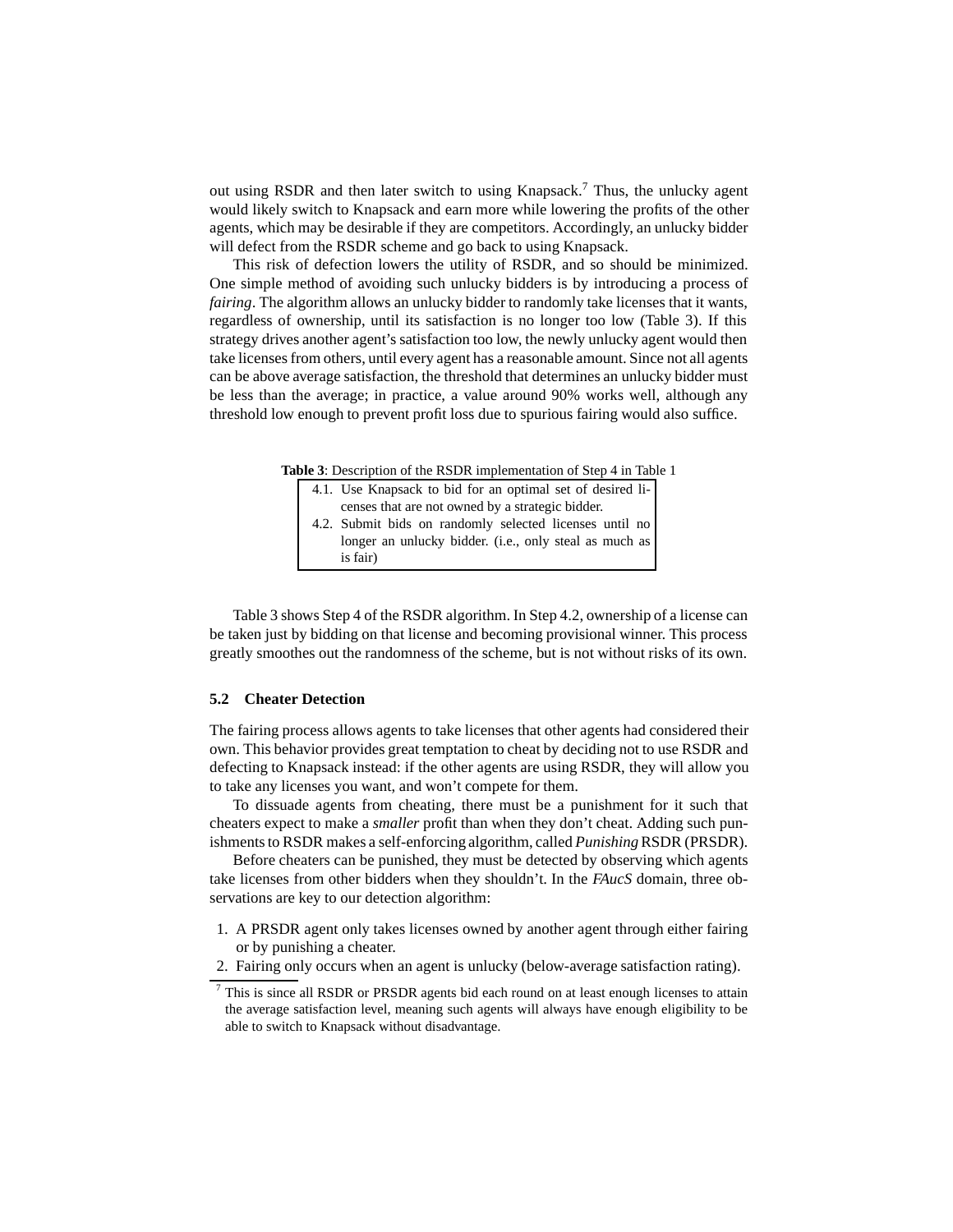out using RSDR and then later switch to using Knapsack.[7] Thus, the unlucky agent would likely switch to Knapsack and earn more while lowering the profits of the other agents, which may be desirable if they are competitors. Accordingly, an unlucky bidder will defect from the RSDR scheme and go back to using Knapsack.

This risk of defection lowers the utility of RSDR, and so should be minimized. One simple method of avoiding such unlucky bidders is by introducing a process of *fairing*. The algorithm allows an unlucky bidder to randomly take licenses that it wants, regardless of ownership, until its satisfaction is no longer too low (Table 3). If this strategy drives another agent's satisfaction too low, the newly unlucky agent would then take licenses from others, until every agent has a reasonable amount. Since not all agents can be above average satisfaction, the threshold that determines an unlucky bidder must be less than the average; in practice, a value around 90% works well, although any threshold low enough to prevent profit loss due to spurious fairing would also suffice.

**Table 3**: Description of the RSDR implementation of Step 4 in Table 1

| |
|---|
| 4.1. Use Knapsack to bid for an optimal set of desired licenses that are not owned by a strategic bidder. |
| 4.2. Submit bids on randomly selected licenses until no longer an unlucky bidder. (i.e., only steal as much as is fair) |

Table 3 shows Step 4 of the RSDR algorithm. In Step 4.2, ownership of a license can be taken just by bidding on that license and becoming provisional winner. This process greatly smoothes out the randomness of the scheme, but is not without risks of its own.

### 5.2 Cheater Detection

The fairing process allows agents to take licenses that other agents had considered their own. This behavior provides great temptation to cheat by deciding not to use RSDR and defecting to Knapsack instead: if the other agents are using RSDR, they will allow you to take any licenses you want, and won't compete for them.

To dissuade agents from cheating, there must be a punishment for it such that cheaters expect to make a *smaller* profit than when they don't cheat. Adding such punishments to RSDR makes a self-enforcing algorithm, called *Punishing* RSDR (PRSDR).

Before cheaters can be punished, they must be detected by observing which agents take licenses from other bidders when they shouldn't. In the *FAucS* domain, three observations are key to our detection algorithm:

1. A PRSDR agent only takes licenses owned by another agent through either fairing or by punishing a cheater.
2. Fairing only occurs when an agent is unlucky (below-average satisfaction rating).

[7] This is since all RSDR or PRSDR agents bid each round on at least enough licenses to attain the average satisfaction level, meaning such agents will always have enough eligibility to be able to switch to Knapsack without disadvantage.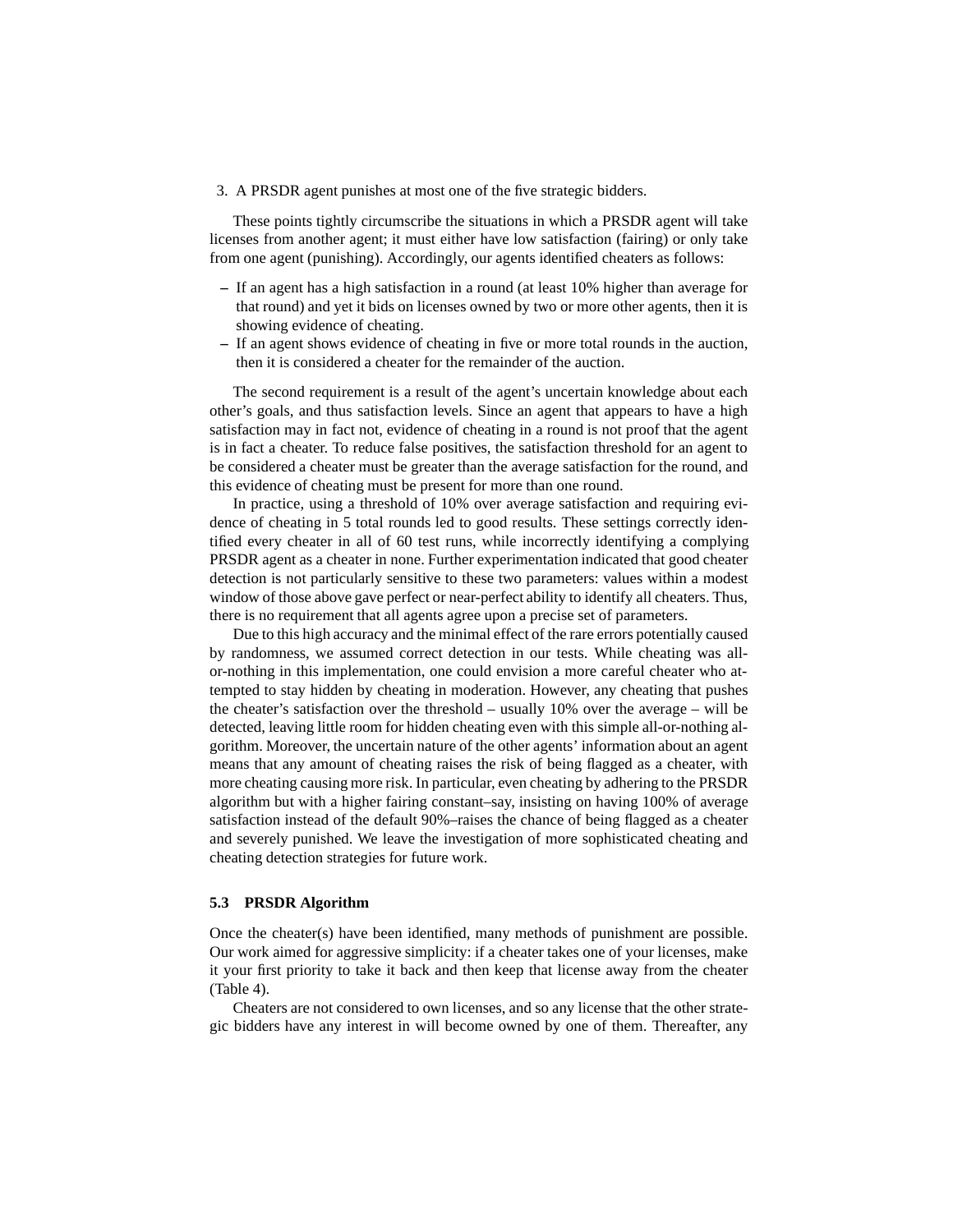3. A PRSDR agent punishes at most one of the five strategic bidders.

These points tightly circumscribe the situations in which a PRSDR agent will take licenses from another agent; it must either have low satisfaction (fairing) or only take from one agent (punishing). Accordingly, our agents identified cheaters as follows:

– If an agent has a high satisfaction in a round (at least 10% higher than average for that round) and yet it bids on licenses owned by two or more other agents, then it is showing evidence of cheating.
– If an agent shows evidence of cheating in five or more total rounds in the auction, then it is considered a cheater for the remainder of the auction.

The second requirement is a result of the agent's uncertain knowledge about each other's goals, and thus satisfaction levels. Since an agent that appears to have a high satisfaction may in fact not, evidence of cheating in a round is not proof that the agent is in fact a cheater. To reduce false positives, the satisfaction threshold for an agent to be considered a cheater must be greater than the average satisfaction for the round, and this evidence of cheating must be present for more than one round.

In practice, using a threshold of 10% over average satisfaction and requiring evidence of cheating in 5 total rounds led to good results. These settings correctly identified every cheater in all of 60 test runs, while incorrectly identifying a complying PRSDR agent as a cheater in none. Further experimentation indicated that good cheater detection is not particularly sensitive to these two parameters: values within a modest window of those above gave perfect or near-perfect ability to identify all cheaters. Thus, there is no requirement that all agents agree upon a precise set of parameters.

Due to this high accuracy and the minimal effect of the rare errors potentially caused by randomness, we assumed correct detection in our tests. While cheating was all-or-nothing in this implementation, one could envision a more careful cheater who attempted to stay hidden by cheating in moderation. However, any cheating that pushes the cheater's satisfaction over the threshold – usually 10% over the average – will be detected, leaving little room for hidden cheating even with this simple all-or-nothing algorithm. Moreover, the uncertain nature of the other agents' information about an agent means that any amount of cheating raises the risk of being flagged as a cheater, with more cheating causing more risk. In particular, even cheating by adhering to the PRSDR algorithm but with a higher fairing constant–say, insisting on having 100% of average satisfaction instead of the default 90%–raises the chance of being flagged as a cheater and severely punished. We leave the investigation of more sophisticated cheating and cheating detection strategies for future work.

### 5.3 PRSDR Algorithm

Once the cheater(s) have been identified, many methods of punishment are possible. Our work aimed for aggressive simplicity: if a cheater takes one of your licenses, make it your first priority to take it back and then keep that license away from the cheater (Table 4).

Cheaters are not considered to own licenses, and so any license that the other strategic bidders have any interest in will become owned by one of them. Thereafter, any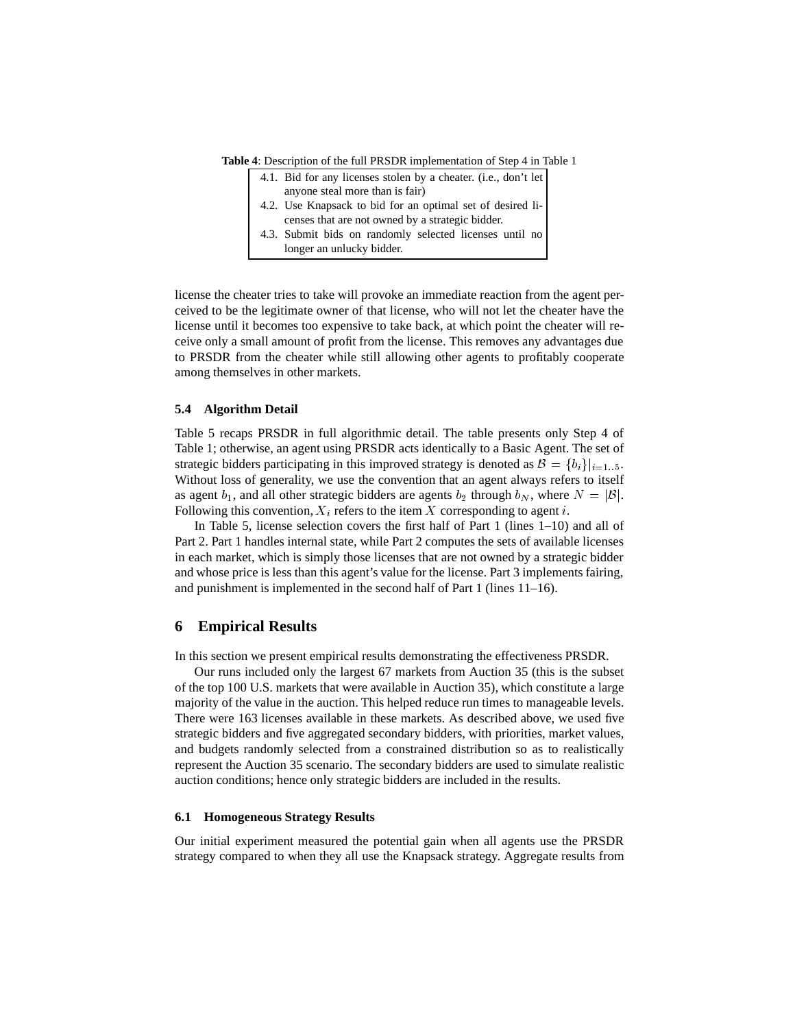**Table 4**: Description of the full PRSDR implementation of Step 4 in Table 1

| |
|---|
| 4.1. Bid for any licenses stolen by a cheater. (i.e., don't let anyone steal more than is fair) |
| 4.2. Use Knapsack to bid for an optimal set of desired licenses that are not owned by a strategic bidder. |
| 4.3. Submit bids on randomly selected licenses until no longer an unlucky bidder. |

license the cheater tries to take will provoke an immediate reaction from the agent perceived to be the legitimate owner of that license, who will not let the cheater have the license until it becomes too expensive to take back, at which point the cheater will receive only a small amount of profit from the license. This removes any advantages due to PRSDR from the cheater while still allowing other agents to profitably cooperate among themselves in other markets.

### 5.4 Algorithm Detail

Table 5 recaps PRSDR in full algorithmic detail. The table presents only Step 4 of Table 1; otherwise, an agent using PRSDR acts identically to a Basic Agent. The set of strategic bidders participating in this improved strategy is denoted as $\mathcal{B} = \{b_i\}|_{i=1..5}$. Without loss of generality, we use the convention that an agent always refers to itself as agent $b_1$, and all other strategic bidders are agents $b_2$ through $b_N$, where $N = |\mathcal{B}|$. Following this convention, $X_i$ refers to the item $X$ corresponding to agent $i$.

In Table 5, license selection covers the first half of Part 1 (lines 1–10) and all of Part 2. Part 1 handles internal state, while Part 2 computes the sets of available licenses in each market, which is simply those licenses that are not owned by a strategic bidder and whose price is less than this agent's value for the license. Part 3 implements fairing, and punishment is implemented in the second half of Part 1 (lines 11–16).

## 6 Empirical Results

In this section we present empirical results demonstrating the effectiveness PRSDR.

Our runs included only the largest 67 markets from Auction 35 (this is the subset of the top 100 U.S. markets that were available in Auction 35), which constitute a large majority of the value in the auction. This helped reduce run times to manageable levels. There were 163 licenses available in these markets. As described above, we used five strategic bidders and five aggregated secondary bidders, with priorities, market values, and budgets randomly selected from a constrained distribution so as to realistically represent the Auction 35 scenario. The secondary bidders are used to simulate realistic auction conditions; hence only strategic bidders are included in the results.

### 6.1 Homogeneous Strategy Results

Our initial experiment measured the potential gain when all agents use the PRSDR strategy compared to when they all use the Knapsack strategy. Aggregate results from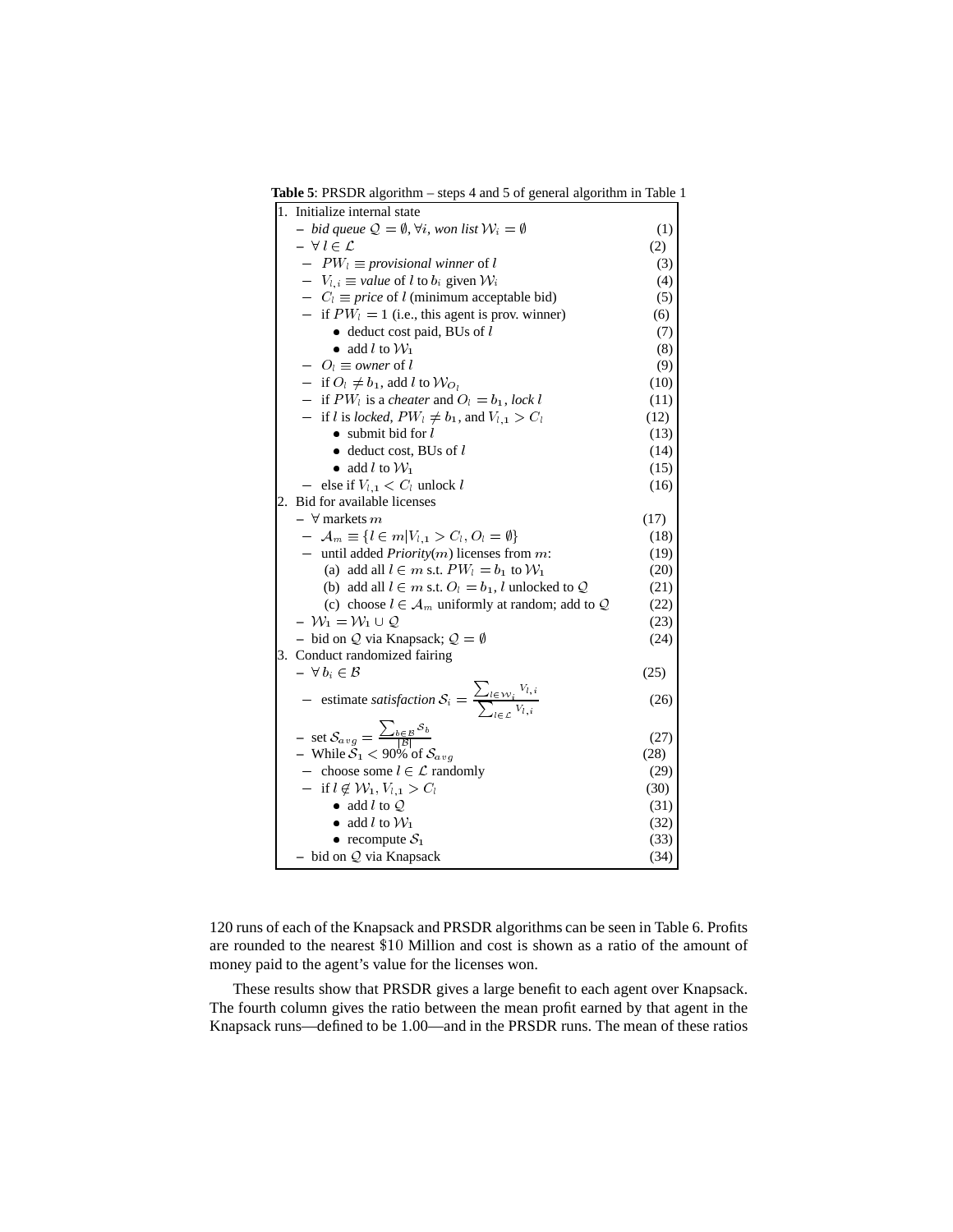**Table 5**: PRSDR algorithm – steps 4 and 5 of general algorithm in Table 1

| | |
|---|---|
| 1. Initialize internal state | |
| – *bid queue* $\mathcal{Q} = \emptyset, \forall i$, *won list* $\mathcal{W}_i = \emptyset$ | (1) |
| – $\forall\, l \in \mathcal{L}$ | (2) |
| &nbsp;&nbsp;– $PW_l \equiv$ *provisional winner* of $l$ | (3) |
| &nbsp;&nbsp;– $V_{l,i} \equiv$ *value* of $l$ to $b_i$ given $\mathcal{W}_i$ | (4) |
| &nbsp;&nbsp;– $C_l \equiv$ *price* of $l$ (minimum acceptable bid) | (5) |
| &nbsp;&nbsp;– if $PW_l = 1$ (i.e., this agent is prov. winner) | (6) |
| &nbsp;&nbsp;&nbsp;&nbsp;• deduct cost paid, BUs of $l$ | (7) |
| &nbsp;&nbsp;&nbsp;&nbsp;• add $l$ to $\mathcal{W}_1$ | (8) |
| &nbsp;&nbsp;– $O_l \equiv$ *owner* of $l$ | (9) |
| &nbsp;&nbsp;– if $O_l \neq b_1$, add $l$ to $\mathcal{W}_{O_l}$ | (10) |
| &nbsp;&nbsp;– if $PW_l$ is a *cheater* and $O_l = b_1$, *lock* $l$ | (11) |
| &nbsp;&nbsp;– if $l$ is *locked*, $PW_l \neq b_1$, and $V_{l,1} > C_l$ | (12) |
| &nbsp;&nbsp;&nbsp;&nbsp;• submit bid for $l$ | (13) |
| &nbsp;&nbsp;&nbsp;&nbsp;• deduct cost, BUs of $l$ | (14) |
| &nbsp;&nbsp;&nbsp;&nbsp;• add $l$ to $\mathcal{W}_1$ | (15) |
| &nbsp;&nbsp;– else if $V_{l,1} < C_l$ unlock $l$ | (16) |
| 2. Bid for available licenses | |
| – $\forall$ markets $m$ | (17) |
| &nbsp;&nbsp;– $\mathcal{A}_m \equiv \{l \in m \mid V_{l,1} > C_l, O_l = \emptyset\}$ | (18) |
| &nbsp;&nbsp;– until added *Priority*$(m)$ licenses from $m$: | (19) |
| &nbsp;&nbsp;&nbsp;&nbsp;(a) add all $l \in m$ s.t. $PW_l = b_1$ to $\mathcal{W}_1$ | (20) |
| &nbsp;&nbsp;&nbsp;&nbsp;(b) add all $l \in m$ s.t. $O_l = b_1$, $l$ unlocked to $\mathcal{Q}$ | (21) |
| &nbsp;&nbsp;&nbsp;&nbsp;(c) choose $l \in \mathcal{A}_m$ uniformly at random; add to $\mathcal{Q}$ | (22) |
| – $\mathcal{W}_1 = \mathcal{W}_1 \cup \mathcal{Q}$ | (23) |
| – bid on $\mathcal{Q}$ via Knapsack; $\mathcal{Q} = \emptyset$ | (24) |
| 3. Conduct randomized fairing | |
| – $\forall\, b_i \in \mathcal{B}$ | (25) |
| &nbsp;&nbsp;– estimate *satisfaction* $\mathcal{S}_i = \dfrac{\sum_{l \in \mathcal{W}_i} V_{l,i}}{\sum_{l \in \mathcal{L}} V_{l,i}}$ | (26) |
| – set $\mathcal{S}_{avg} = \dfrac{\sum_{b \in \mathcal{B}} \mathcal{S}_b}{\lvert\mathcal{B}\rvert}$ | (27) |
| – While $\mathcal{S}_1 <$ 90% of $\mathcal{S}_{avg}$ | (28) |
| &nbsp;&nbsp;– choose some $l \in \mathcal{L}$ randomly | (29) |
| &nbsp;&nbsp;– if $l \notin \mathcal{W}_1$, $V_{l,1} > C_l$ | (30) |
| &nbsp;&nbsp;&nbsp;&nbsp;• add $l$ to $\mathcal{Q}$ | (31) |
| &nbsp;&nbsp;&nbsp;&nbsp;• add $l$ to $\mathcal{W}_1$ | (32) |
| &nbsp;&nbsp;&nbsp;&nbsp;• recompute $\mathcal{S}_1$ | (33) |
| – bid on $\mathcal{Q}$ via Knapsack | (34) |

120 runs of each of the Knapsack and PRSDR algorithms can be seen in Table 6. Profits are rounded to the nearest \$10 Million and cost is shown as a ratio of the amount of money paid to the agent's value for the licenses won.

These results show that PRSDR gives a large benefit to each agent over Knapsack. The fourth column gives the ratio between the mean profit earned by that agent in the Knapsack runs—defined to be 1.00—and in the PRSDR runs. The mean of these ratios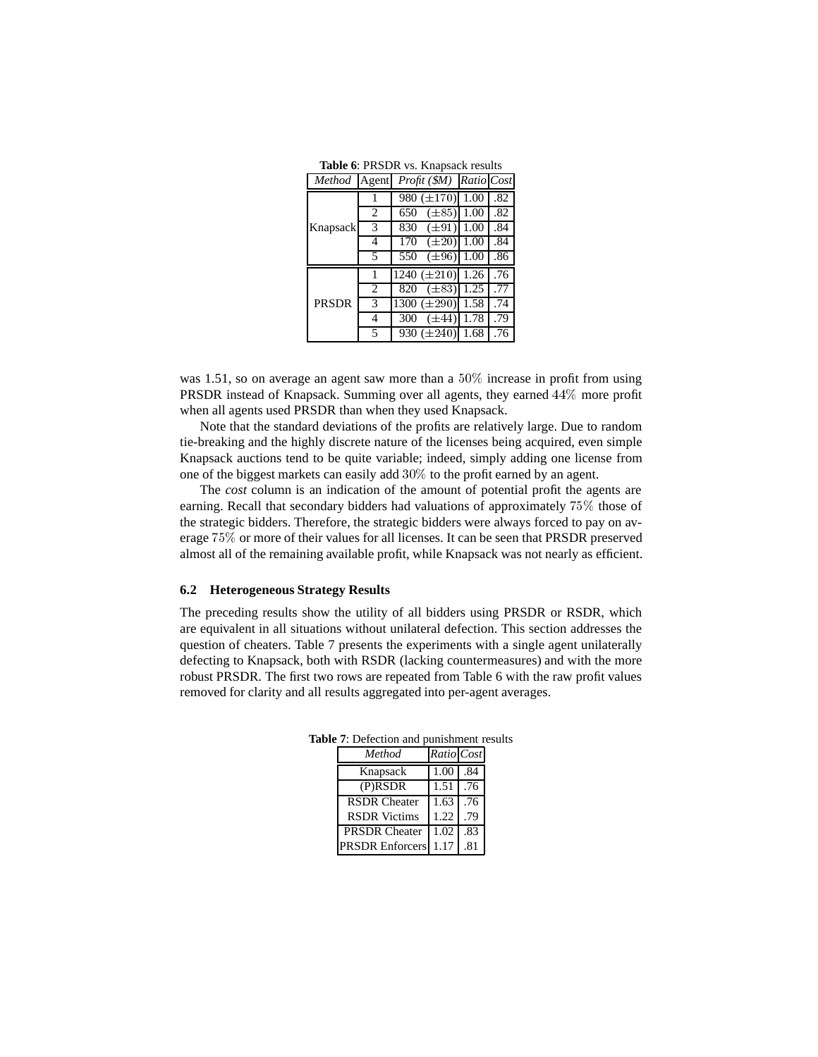**Table 6**: PRSDR vs. Knapsack results

| *Method* | Agent | *Profit ($M)* | *Ratio* | *Cost* |
|---|---|---|---|---|
| Knapsack | 1 | 980 (±170) | 1.00 | .82 |
| | 2 | 650 (±85) | 1.00 | .82 |
| | 3 | 830 (±91) | 1.00 | .84 |
| | 4 | 170 (±20) | 1.00 | .84 |
| | 5 | 550 (±96) | 1.00 | .86 |
| PRSDR | 1 | 1240 (±210) | 1.26 | .76 |
| | 2 | 820 (±83) | 1.25 | .77 |
| | 3 | 1300 (±290) | 1.58 | .74 |
| | 4 | 300 (±44) | 1.78 | .79 |
| | 5 | 930 (±240) | 1.68 | .76 |

was 1.51, so on average an agent saw more than a $50\%$ increase in profit from using PRSDR instead of Knapsack. Summing over all agents, they earned $44\%$ more profit when all agents used PRSDR than when they used Knapsack.

Note that the standard deviations of the profits are relatively large. Due to random tie-breaking and the highly discrete nature of the licenses being acquired, even simple Knapsack auctions tend to be quite variable; indeed, simply adding one license from one of the biggest markets can easily add $30\%$ to the profit earned by an agent.

The *cost* column is an indication of the amount of potential profit the agents are earning. Recall that secondary bidders had valuations of approximately $75\%$ those of the strategic bidders. Therefore, the strategic bidders were always forced to pay on average $75\%$ or more of their values for all licenses. It can be seen that PRSDR preserved almost all of the remaining available profit, while Knapsack was not nearly as efficient.

### 6.2 Heterogeneous Strategy Results

The preceding results show the utility of all bidders using PRSDR or RSDR, which are equivalent in all situations without unilateral defection. This section addresses the question of cheaters. Table 7 presents the experiments with a single agent unilaterally defecting to Knapsack, both with RSDR (lacking countermeasures) and with the more robust PRSDR. The first two rows are repeated from Table 6 with the raw profit values removed for clarity and all results aggregated into per-agent averages.

**Table 7**: Defection and punishment results

| *Method* | *Ratio* | *Cost* |
|---|---|---|
| Knapsack | 1.00 | .84 |
| (P)RSDR | 1.51 | .76 |
| RSDR Cheater | 1.63 | .76 |
| RSDR Victims | 1.22 | .79 |
| PRSDR Cheater | 1.02 | .83 |
| PRSDR Enforcers | 1.17 | .81 |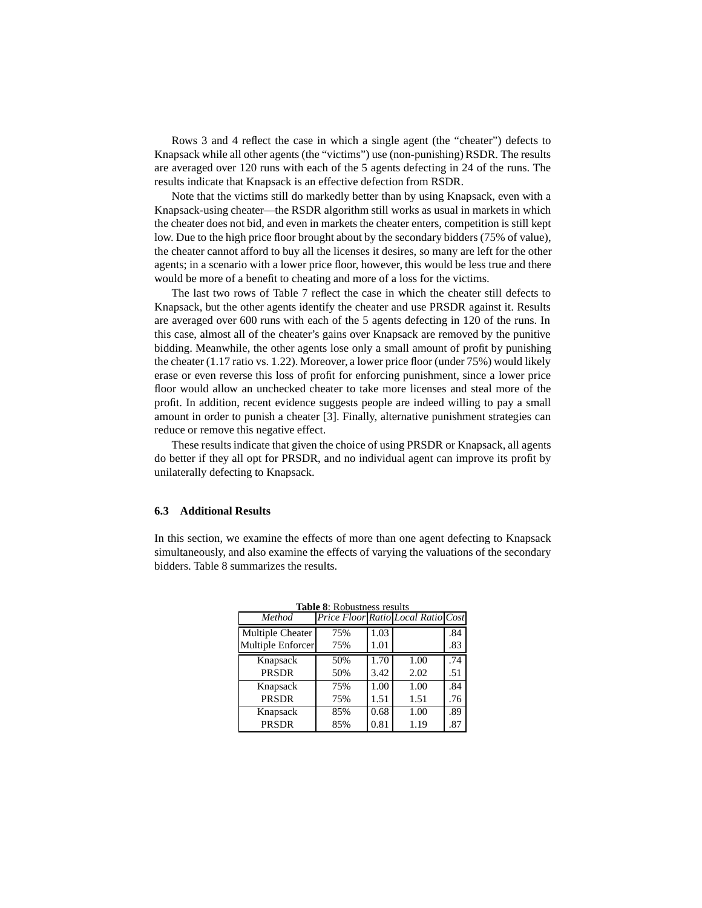Rows 3 and 4 reflect the case in which a single agent (the "cheater") defects to Knapsack while all other agents (the "victims") use (non-punishing) RSDR. The results are averaged over 120 runs with each of the 5 agents defecting in 24 of the runs. The results indicate that Knapsack is an effective defection from RSDR.

Note that the victims still do markedly better than by using Knapsack, even with a Knapsack-using cheater—the RSDR algorithm still works as usual in markets in which the cheater does not bid, and even in markets the cheater enters, competition is still kept low. Due to the high price floor brought about by the secondary bidders (75% of value), the cheater cannot afford to buy all the licenses it desires, so many are left for the other agents; in a scenario with a lower price floor, however, this would be less true and there would be more of a benefit to cheating and more of a loss for the victims.

The last two rows of Table 7 reflect the case in which the cheater still defects to Knapsack, but the other agents identify the cheater and use PRSDR against it. Results are averaged over 600 runs with each of the 5 agents defecting in 120 of the runs. In this case, almost all of the cheater's gains over Knapsack are removed by the punitive bidding. Meanwhile, the other agents lose only a small amount of profit by punishing the cheater (1.17 ratio vs. 1.22). Moreover, a lower price floor (under 75%) would likely erase or even reverse this loss of profit for enforcing punishment, since a lower price floor would allow an unchecked cheater to take more licenses and steal more of the profit. In addition, recent evidence suggests people are indeed willing to pay a small amount in order to punish a cheater [3]. Finally, alternative punishment strategies can reduce or remove this negative effect.

These results indicate that given the choice of using PRSDR or Knapsack, all agents do better if they all opt for PRSDR, and no individual agent can improve its profit by unilaterally defecting to Knapsack.

### 6.3 Additional Results

In this section, we examine the effects of more than one agent defecting to Knapsack simultaneously, and also examine the effects of varying the valuations of the secondary bidders. Table 8 summarizes the results.

**Table 8**: Robustness results

| *Method* | *Price Floor* | *Ratio* | *Local Ratio* | *Cost* |
|---|---|---|---|---|
| Multiple Cheater | 75% | 1.03 | | .84 |
| Multiple Enforcer | 75% | 1.01 | | .83 |
| Knapsack | 50% | 1.70 | 1.00 | .74 |
| PRSDR | 50% | 3.42 | 2.02 | .51 |
| Knapsack | 75% | 1.00 | 1.00 | .84 |
| PRSDR | 75% | 1.51 | 1.51 | .76 |
| Knapsack | 85% | 0.68 | 1.00 | .89 |
| PRSDR | 85% | 0.81 | 1.19 | .87 |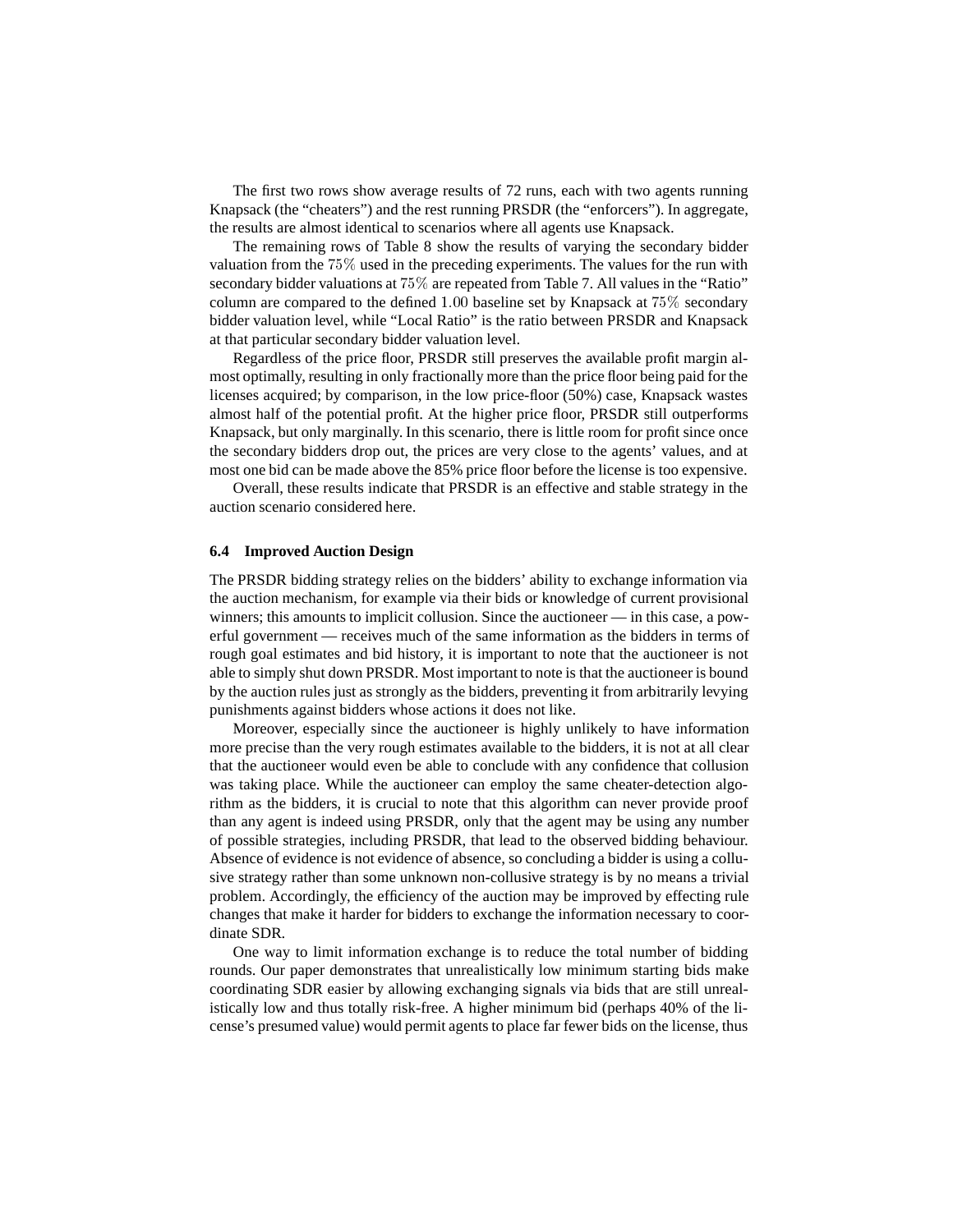The first two rows show average results of 72 runs, each with two agents running Knapsack (the "cheaters") and the rest running PRSDR (the "enforcers"). In aggregate, the results are almost identical to scenarios where all agents use Knapsack.

The remaining rows of Table 8 show the results of varying the secondary bidder valuation from the $75\%$ used in the preceding experiments. The values for the run with secondary bidder valuations at $75\%$ are repeated from Table 7. All values in the "Ratio" column are compared to the defined $1.00$ baseline set by Knapsack at $75\%$ secondary bidder valuation level, while "Local Ratio" is the ratio between PRSDR and Knapsack at that particular secondary bidder valuation level.

Regardless of the price floor, PRSDR still preserves the available profit margin almost optimally, resulting in only fractionally more than the price floor being paid for the licenses acquired; by comparison, in the low price-floor (50%) case, Knapsack wastes almost half of the potential profit. At the higher price floor, PRSDR still outperforms Knapsack, but only marginally. In this scenario, there is little room for profit since once the secondary bidders drop out, the prices are very close to the agents' values, and at most one bid can be made above the 85% price floor before the license is too expensive.

Overall, these results indicate that PRSDR is an effective and stable strategy in the auction scenario considered here.

### 6.4 Improved Auction Design

The PRSDR bidding strategy relies on the bidders' ability to exchange information via the auction mechanism, for example via their bids or knowledge of current provisional winners; this amounts to implicit collusion. Since the auctioneer — in this case, a powerful government — receives much of the same information as the bidders in terms of rough goal estimates and bid history, it is important to note that the auctioneer is not able to simply shut down PRSDR. Most important to note is that the auctioneer is bound by the auction rules just as strongly as the bidders, preventing it from arbitrarily levying punishments against bidders whose actions it does not like.

Moreover, especially since the auctioneer is highly unlikely to have information more precise than the very rough estimates available to the bidders, it is not at all clear that the auctioneer would even be able to conclude with any confidence that collusion was taking place. While the auctioneer can employ the same cheater-detection algorithm as the bidders, it is crucial to note that this algorithm can never provide proof than any agent is indeed using PRSDR, only that the agent may be using any number of possible strategies, including PRSDR, that lead to the observed bidding behaviour. Absence of evidence is not evidence of absence, so concluding a bidder is using a collusive strategy rather than some unknown non-collusive strategy is by no means a trivial problem. Accordingly, the efficiency of the auction may be improved by effecting rule changes that make it harder for bidders to exchange the information necessary to coordinate SDR.

One way to limit information exchange is to reduce the total number of bidding rounds. Our paper demonstrates that unrealistically low minimum starting bids make coordinating SDR easier by allowing exchanging signals via bids that are still unrealistically low and thus totally risk-free. A higher minimum bid (perhaps 40% of the license's presumed value) would permit agents to place far fewer bids on the license, thus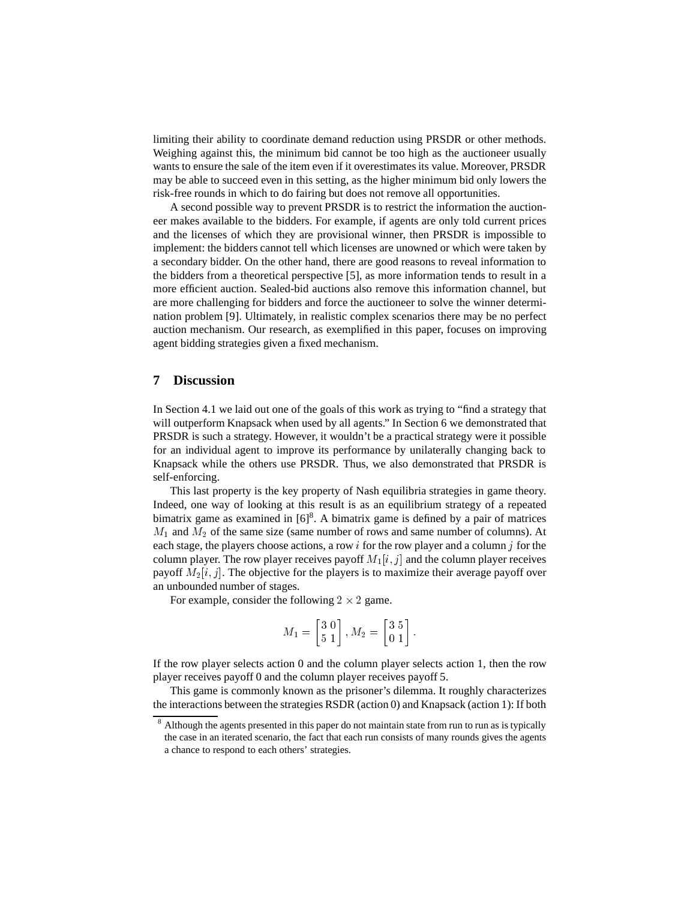limiting their ability to coordinate demand reduction using PRSDR or other methods. Weighing against this, the minimum bid cannot be too high as the auctioneer usually wants to ensure the sale of the item even if it overestimates its value. Moreover, PRSDR may be able to succeed even in this setting, as the higher minimum bid only lowers the risk-free rounds in which to do fairing but does not remove all opportunities.

A second possible way to prevent PRSDR is to restrict the information the auctioneer makes available to the bidders. For example, if agents are only told current prices and the licenses of which they are provisional winner, then PRSDR is impossible to implement: the bidders cannot tell which licenses are unowned or which were taken by a secondary bidder. On the other hand, there are good reasons to reveal information to the bidders from a theoretical perspective [5], as more information tends to result in a more efficient auction. Sealed-bid auctions also remove this information channel, but are more challenging for bidders and force the auctioneer to solve the winner determination problem [9]. Ultimately, in realistic complex scenarios there may be no perfect auction mechanism. Our research, as exemplified in this paper, focuses on improving agent bidding strategies given a fixed mechanism.

## 7 Discussion

In Section 4.1 we laid out one of the goals of this work as trying to "find a strategy that will outperform Knapsack when used by all agents." In Section 6 we demonstrated that PRSDR is such a strategy. However, it wouldn't be a practical strategy were it possible for an individual agent to improve its performance by unilaterally changing back to Knapsack while the others use PRSDR. Thus, we also demonstrated that PRSDR is self-enforcing.

This last property is the key property of Nash equilibria strategies in game theory. Indeed, one way of looking at this result is as an equilibrium strategy of a repeated bimatrix game as examined in [6][8]. A bimatrix game is defined by a pair of matrices $M_1$ and $M_2$ of the same size (same number of rows and same number of columns). At each stage, the players choose actions, a row $i$ for the row player and a column $j$ for the column player. The row player receives payoff $M_1[i,j]$ and the column player receives payoff $M_2[i,j]$. The objective for the players is to maximize their average payoff over an unbounded number of stages.

For example, consider the following $2 \times 2$ game.

$$M_1 = \begin{bmatrix} 3 & 0 \\ 5 & 1 \end{bmatrix}, M_2 = \begin{bmatrix} 3 & 5 \\ 0 & 1 \end{bmatrix}.$$

If the row player selects action 0 and the column player selects action 1, then the row player receives payoff 0 and the column player receives payoff 5.

This game is commonly known as the prisoner's dilemma. It roughly characterizes the interactions between the strategies RSDR (action 0) and Knapsack (action 1): If both

[8] Although the agents presented in this paper do not maintain state from run to run as is typically the case in an iterated scenario, the fact that each run consists of many rounds gives the agents a chance to respond to each others' strategies.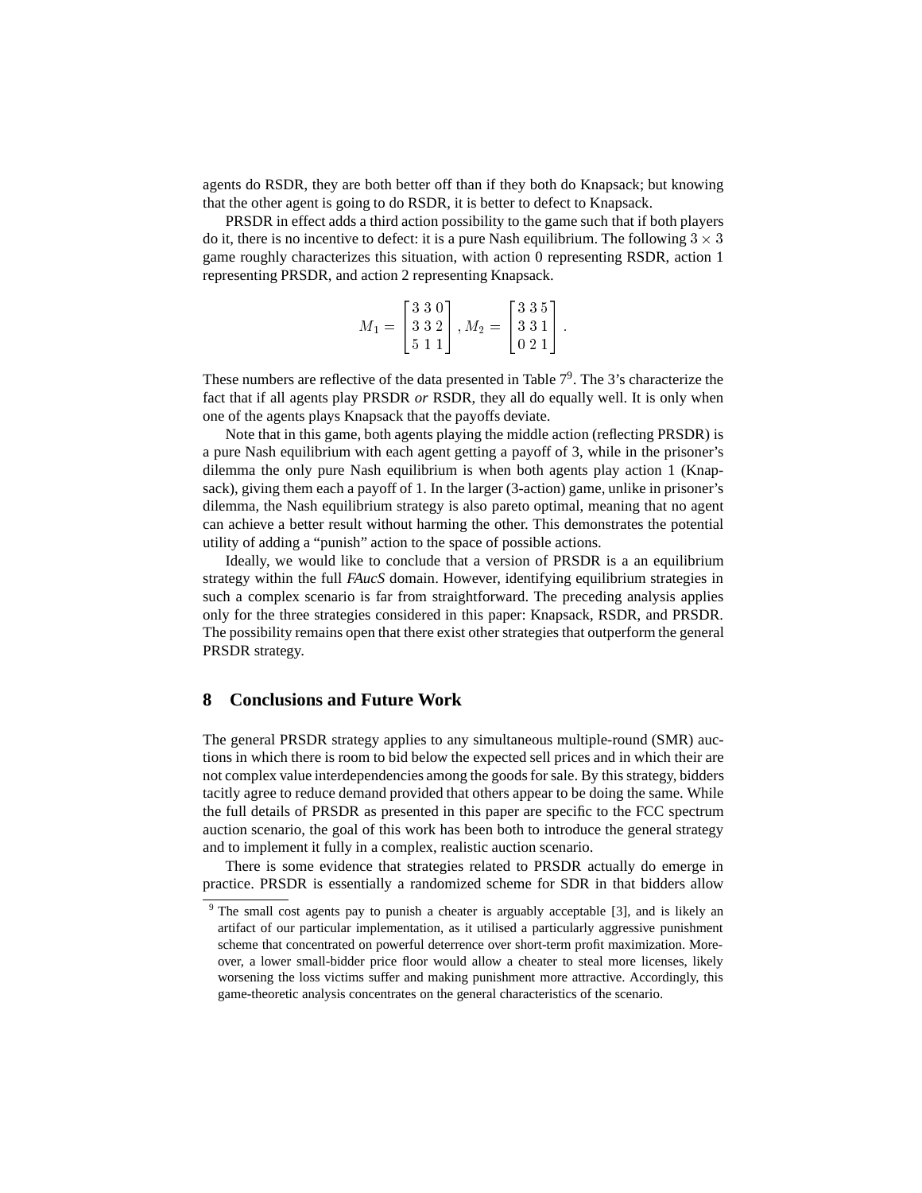agents do RSDR, they are both better off than if they both do Knapsack; but knowing that the other agent is going to do RSDR, it is better to defect to Knapsack.

PRSDR in effect adds a third action possibility to the game such that if both players do it, there is no incentive to defect: it is a pure Nash equilibrium. The following $3 \times 3$ game roughly characterizes this situation, with action 0 representing RSDR, action 1 representing PRSDR, and action 2 representing Knapsack.

$$M_1 = \begin{bmatrix} 3 & 3 & 0 \\ 3 & 3 & 2 \\ 5 & 1 & 1 \end{bmatrix}, M_2 = \begin{bmatrix} 3 & 3 & 5 \\ 3 & 3 & 1 \\ 0 & 2 & 1 \end{bmatrix}.$$

These numbers are reflective of the data presented in Table 7[9]. The 3's characterize the fact that if all agents play PRSDR *or* RSDR, they all do equally well. It is only when one of the agents plays Knapsack that the payoffs deviate.

Note that in this game, both agents playing the middle action (reflecting PRSDR) is a pure Nash equilibrium with each agent getting a payoff of 3, while in the prisoner's dilemma the only pure Nash equilibrium is when both agents play action 1 (Knapsack), giving them each a payoff of 1. In the larger (3-action) game, unlike in prisoner's dilemma, the Nash equilibrium strategy is also pareto optimal, meaning that no agent can achieve a better result without harming the other. This demonstrates the potential utility of adding a "punish" action to the space of possible actions.

Ideally, we would like to conclude that a version of PRSDR is a an equilibrium strategy within the full *FAucS* domain. However, identifying equilibrium strategies in such a complex scenario is far from straightforward. The preceding analysis applies only for the three strategies considered in this paper: Knapsack, RSDR, and PRSDR. The possibility remains open that there exist other strategies that outperform the general PRSDR strategy.

## 8 Conclusions and Future Work

The general PRSDR strategy applies to any simultaneous multiple-round (SMR) auctions in which there is room to bid below the expected sell prices and in which their are not complex value interdependencies among the goods for sale. By this strategy, bidders tacitly agree to reduce demand provided that others appear to be doing the same. While the full details of PRSDR as presented in this paper are specific to the FCC spectrum auction scenario, the goal of this work has been both to introduce the general strategy and to implement it fully in a complex, realistic auction scenario.

There is some evidence that strategies related to PRSDR actually do emerge in practice. PRSDR is essentially a randomized scheme for SDR in that bidders allow

[9] The small cost agents pay to punish a cheater is arguably acceptable [3], and is likely an artifact of our particular implementation, as it utilised a particularly aggressive punishment scheme that concentrated on powerful deterrence over short-term profit maximization. Moreover, a lower small-bidder price floor would allow a cheater to steal more licenses, likely worsening the loss victims suffer and making punishment more attractive. Accordingly, this game-theoretic analysis concentrates on the general characteristics of the scenario.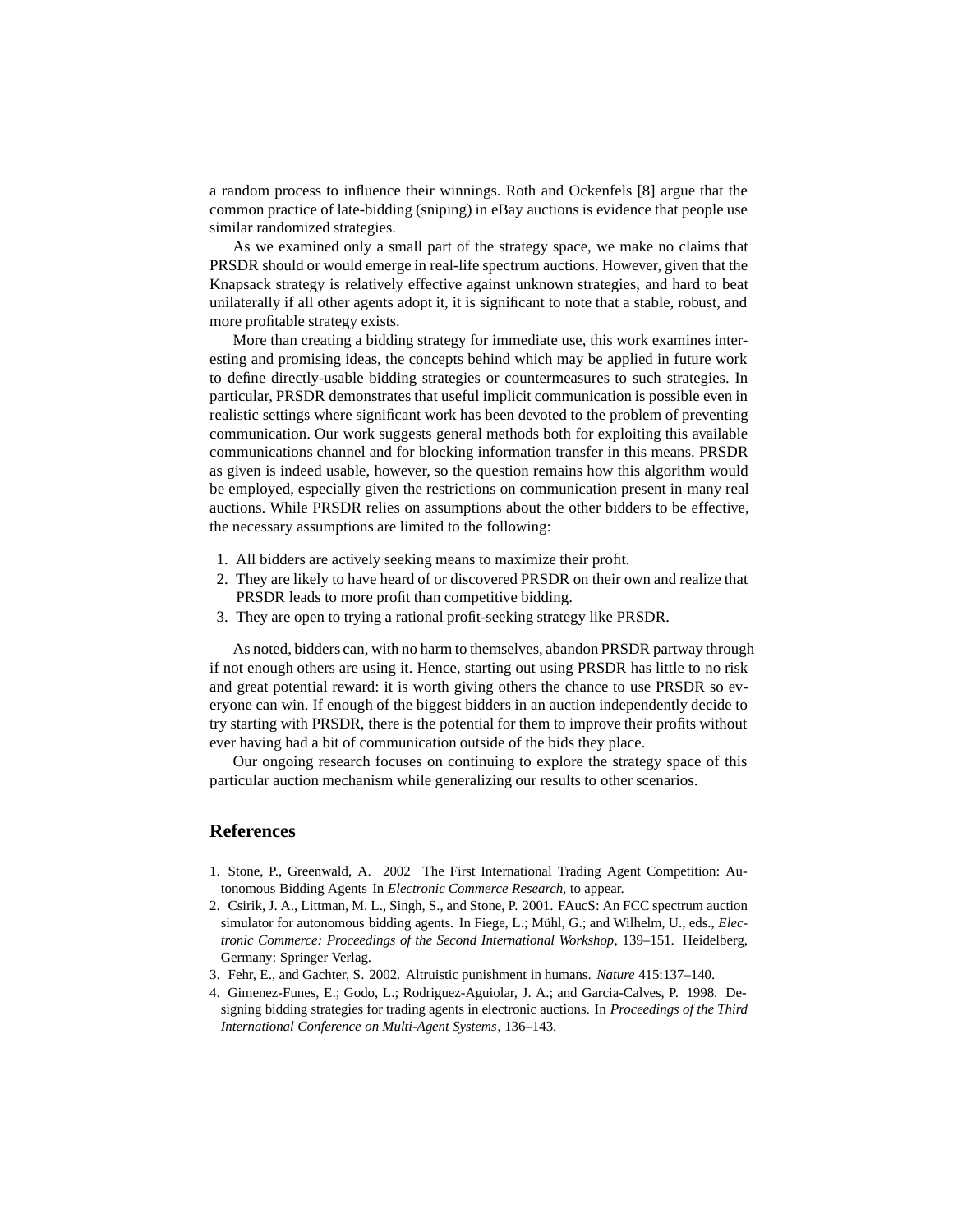a random process to influence their winnings. Roth and Ockenfels [8] argue that the common practice of late-bidding (sniping) in eBay auctions is evidence that people use similar randomized strategies.

As we examined only a small part of the strategy space, we make no claims that PRSDR should or would emerge in real-life spectrum auctions. However, given that the Knapsack strategy is relatively effective against unknown strategies, and hard to beat unilaterally if all other agents adopt it, it is significant to note that a stable, robust, and more profitable strategy exists.

More than creating a bidding strategy for immediate use, this work examines interesting and promising ideas, the concepts behind which may be applied in future work to define directly-usable bidding strategies or countermeasures to such strategies. In particular, PRSDR demonstrates that useful implicit communication is possible even in realistic settings where significant work has been devoted to the problem of preventing communication. Our work suggests general methods both for exploiting this available communications channel and for blocking information transfer in this means. PRSDR as given is indeed usable, however, so the question remains how this algorithm would be employed, especially given the restrictions on communication present in many real auctions. While PRSDR relies on assumptions about the other bidders to be effective, the necessary assumptions are limited to the following:

1. All bidders are actively seeking means to maximize their profit.
2. They are likely to have heard of or discovered PRSDR on their own and realize that PRSDR leads to more profit than competitive bidding.
3. They are open to trying a rational profit-seeking strategy like PRSDR.

As noted, bidders can, with no harm to themselves, abandon PRSDR partway through if not enough others are using it. Hence, starting out using PRSDR has little to no risk and great potential reward: it is worth giving others the chance to use PRSDR so everyone can win. If enough of the biggest bidders in an auction independently decide to try starting with PRSDR, there is the potential for them to improve their profits without ever having had a bit of communication outside of the bids they place.

Our ongoing research focuses on continuing to explore the strategy space of this particular auction mechanism while generalizing our results to other scenarios.

## References

1. Stone, P., Greenwald, A. 2002 The First International Trading Agent Competition: Autonomous Bidding Agents In *Electronic Commerce Research*, to appear.
2. Csirik, J. A., Littman, M. L., Singh, S., and Stone, P. 2001. FAucS: An FCC spectrum auction simulator for autonomous bidding agents. In Fiege, L.; Mühl, G.; and Wilhelm, U., eds., *Electronic Commerce: Proceedings of the Second International Workshop*, 139–151. Heidelberg, Germany: Springer Verlag.
3. Fehr, E., and Gachter, S. 2002. Altruistic punishment in humans. *Nature* 415:137–140.
4. Gimenez-Funes, E.; Godo, L.; Rodriguez-Aguiolar, J. A.; and Garcia-Calves, P. 1998. Designing bidding strategies for trading agents in electronic auctions. In *Proceedings of the Third International Conference on Multi-Agent Systems*, 136–143.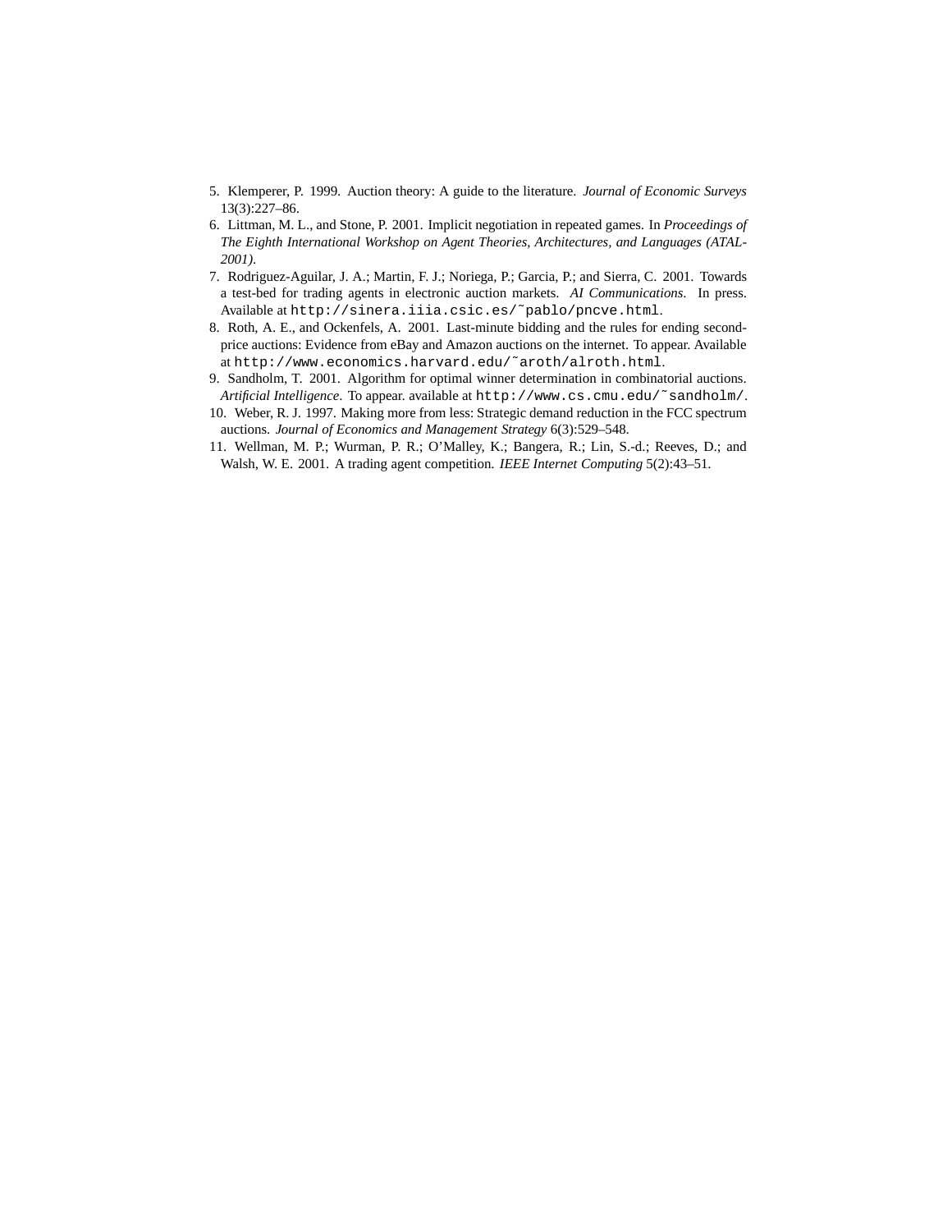5. Klemperer, P. 1999. Auction theory: A guide to the literature. *Journal of Economic Surveys* 13(3):227–86.
6. Littman, M. L., and Stone, P. 2001. Implicit negotiation in repeated games. In *Proceedings of The Eighth International Workshop on Agent Theories, Architectures, and Languages (ATAL-2001)*.
7. Rodriguez-Aguilar, J. A.; Martin, F. J.; Noriega, P.; Garcia, P.; and Sierra, C. 2001. Towards a test-bed for trading agents in electronic auction markets. *AI Communications*. In press. Available at `http://sinera.iiia.csic.es/˜pablo/pncve.html`.
8. Roth, A. E., and Ockenfels, A. 2001. Last-minute bidding and the rules for ending second-price auctions: Evidence from eBay and Amazon auctions on the internet. To appear. Available at `http://www.economics.harvard.edu/˜aroth/alroth.html`.
9. Sandholm, T. 2001. Algorithm for optimal winner determination in combinatorial auctions. *Artificial Intelligence*. To appear. available at `http://www.cs.cmu.edu/˜sandholm/`.
10. Weber, R. J. 1997. Making more from less: Strategic demand reduction in the FCC spectrum auctions. *Journal of Economics and Management Strategy* 6(3):529–548.
11. Wellman, M. P.; Wurman, P. R.; O'Malley, K.; Bangera, R.; Lin, S.-d.; Reeves, D.; and Walsh, W. E. 2001. A trading agent competition. *IEEE Internet Computing* 5(2):43–51.